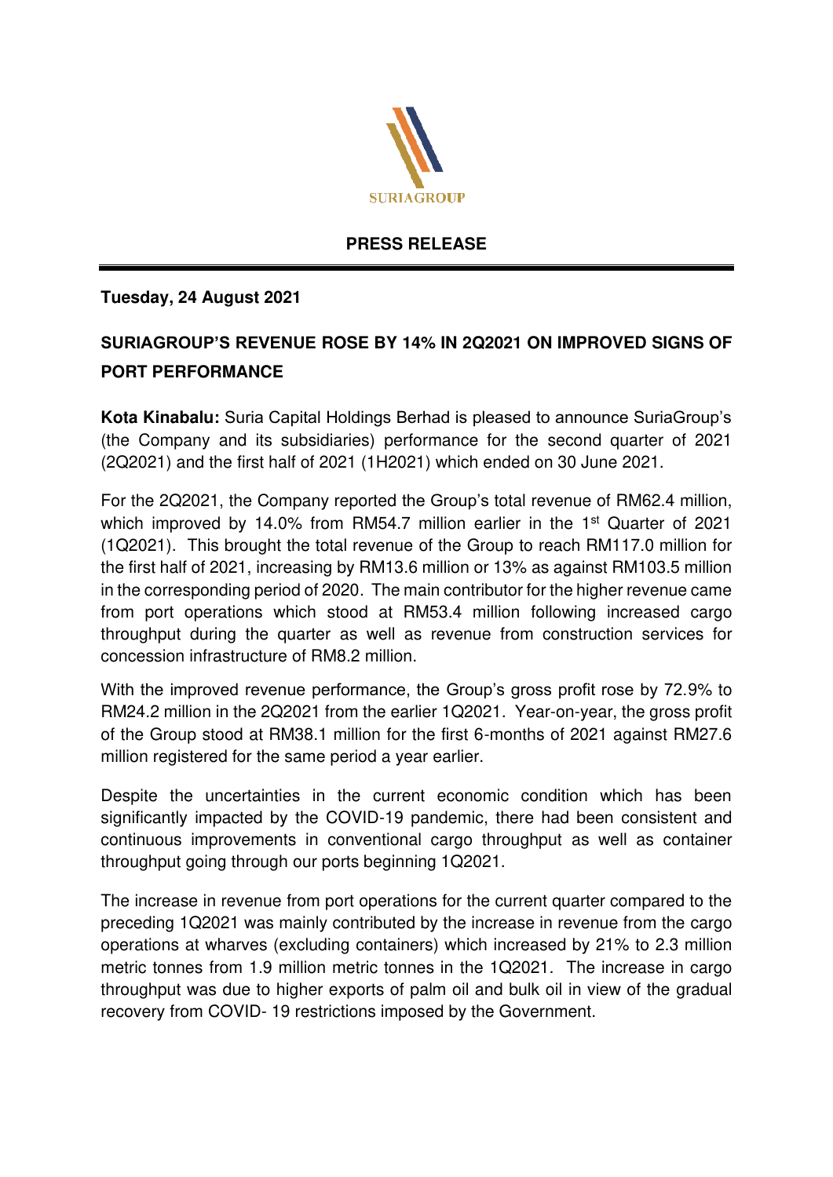SURIAGROUP

## PRESS RELEASE

**Tuesday, 24 August 2021**

**SURIAGROUP'S REVENUE ROSE BY 14% IN 2Q2021 ON IMPROVED SIGNS OF PORT PERFORMANCE**

**Kota Kinabalu:** Suria Capital Holdings Berhad is pleased to announce SuriaGroup's (the Company and its subsidiaries) performance for the second quarter of 2021 (2Q2021) and the first half of 2021 (1H2021) which ended on 30 June 2021.

For the 2Q2021, the Company reported the Group's total revenue of RM62.4 million, which improved by 14.0% from RM54.7 million earlier in the 1st Quarter of 2021 (1Q2021). This brought the total revenue of the Group to reach RM117.0 million for the first half of 2021, increasing by RM13.6 million or 13% as against RM103.5 million in the corresponding period of 2020. The main contributor for the higher revenue came from port operations which stood at RM53.4 million following increased cargo throughput during the quarter as well as revenue from construction services for concession infrastructure of RM8.2 million.

With the improved revenue performance, the Group's gross profit rose by 72.9% to RM24.2 million in the 2Q2021 from the earlier 1Q2021. Year-on-year, the gross profit of the Group stood at RM38.1 million for the first 6-months of 2021 against RM27.6 million registered for the same period a year earlier.

Despite the uncertainties in the current economic condition which has been significantly impacted by the COVID-19 pandemic, there had been consistent and continuous improvements in conventional cargo throughput as well as container throughput going through our ports beginning 1Q2021.

The increase in revenue from port operations for the current quarter compared to the preceding 1Q2021 was mainly contributed by the increase in revenue from the cargo operations at wharves (excluding containers) which increased by 21% to 2.3 million metric tonnes from 1.9 million metric tonnes in the 1Q2021. The increase in cargo throughput was due to higher exports of palm oil and bulk oil in view of the gradual recovery from COVID- 19 restrictions imposed by the Government.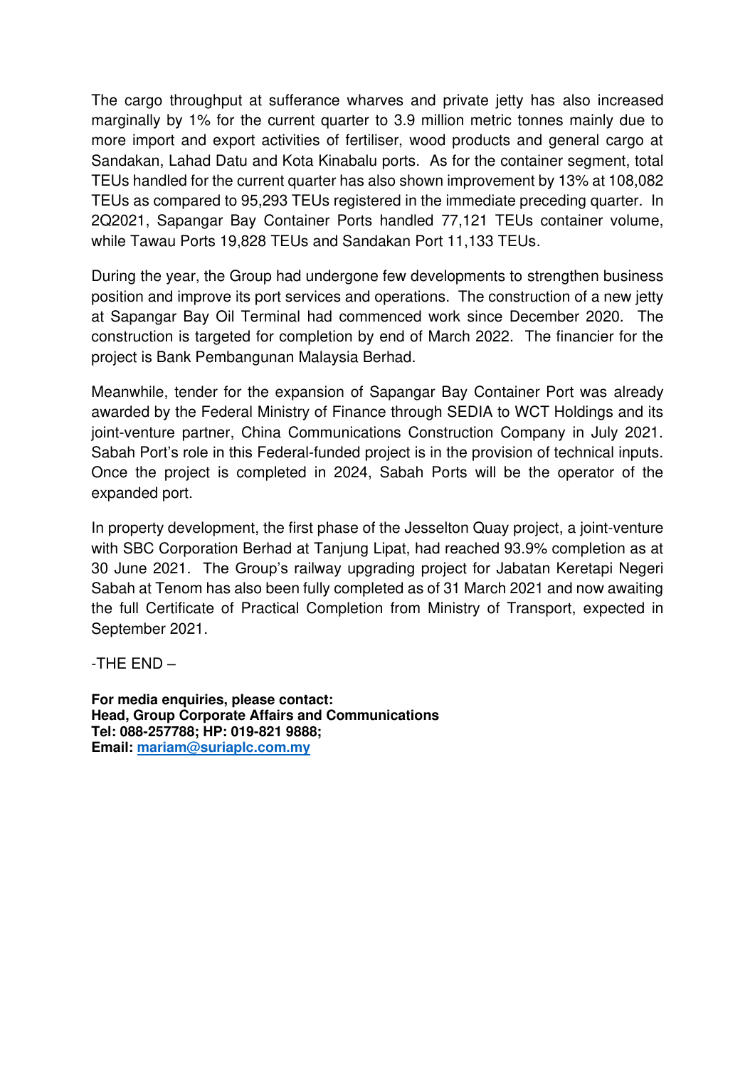The cargo throughput at sufferance wharves and private jetty has also increased marginally by 1% for the current quarter to 3.9 million metric tonnes mainly due to more import and export activities of fertiliser, wood products and general cargo at Sandakan, Lahad Datu and Kota Kinabalu ports. As for the container segment, total TEUs handled for the current quarter has also shown improvement by 13% at 108,082 TEUs as compared to 95,293 TEUs registered in the immediate preceding quarter. In 2Q2021, Sapangar Bay Container Ports handled 77,121 TEUs container volume, while Tawau Ports 19,828 TEUs and Sandakan Port 11,133 TEUs.

During the year, the Group had undergone few developments to strengthen business position and improve its port services and operations. The construction of a new jetty at Sapangar Bay Oil Terminal had commenced work since December 2020. The construction is targeted for completion by end of March 2022. The financier for the project is Bank Pembangunan Malaysia Berhad.

Meanwhile, tender for the expansion of Sapangar Bay Container Port was already awarded by the Federal Ministry of Finance through SEDIA to WCT Holdings and its joint-venture partner, China Communications Construction Company in July 2021. Sabah Port's role in this Federal-funded project is in the provision of technical inputs. Once the project is completed in 2024, Sabah Ports will be the operator of the expanded port.

In property development, the first phase of the Jesselton Quay project, a joint-venture with SBC Corporation Berhad at Tanjung Lipat, had reached 93.9% completion as at 30 June 2021. The Group's railway upgrading project for Jabatan Keretapi Negeri Sabah at Tenom has also been fully completed as of 31 March 2021 and now awaiting the full Certificate of Practical Completion from Ministry of Transport, expected in September 2021.

-THE END –

**For media enquiries, please contact:**
**Head, Group Corporate Affairs and Communications**
**Tel: 088-257788; HP: 019-821 9888;**
**Email: mariam@suriaplc.com.my**